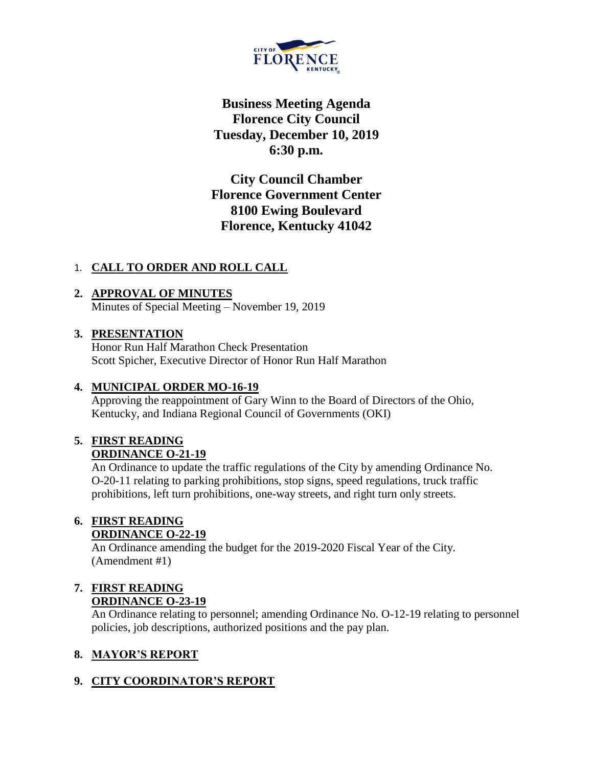**Business Meeting Agenda**
**Florence City Council**
**Tuesday, December 10, 2019**
**6:30 p.m.**

**City Council Chamber**
**Florence Government Center**
**8100 Ewing Boulevard**
**Florence, Kentucky 41042**

1. **CALL TO ORDER AND ROLL CALL**

2. **APPROVAL OF MINUTES**
   Minutes of Special Meeting – November 19, 2019

3. **PRESENTATION**
   Honor Run Half Marathon Check Presentation
   Scott Spicher, Executive Director of Honor Run Half Marathon

4. **MUNICIPAL ORDER MO-16-19**
   Approving the reappointment of Gary Winn to the Board of Directors of the Ohio, Kentucky, and Indiana Regional Council of Governments (OKI)

5. **FIRST READING**
   **ORDINANCE O-21-19**
   An Ordinance to update the traffic regulations of the City by amending Ordinance No. O-20-11 relating to parking prohibitions, stop signs, speed regulations, truck traffic prohibitions, left turn prohibitions, one-way streets, and right turn only streets.

6. **FIRST READING**
   **ORDINANCE O-22-19**
   An Ordinance amending the budget for the 2019-2020 Fiscal Year of the City. (Amendment #1)

7. **FIRST READING**
   **ORDINANCE O-23-19**
   An Ordinance relating to personnel; amending Ordinance No. O-12-19 relating to personnel policies, job descriptions, authorized positions and the pay plan.

8. **MAYOR'S REPORT**

9. **CITY COORDINATOR'S REPORT**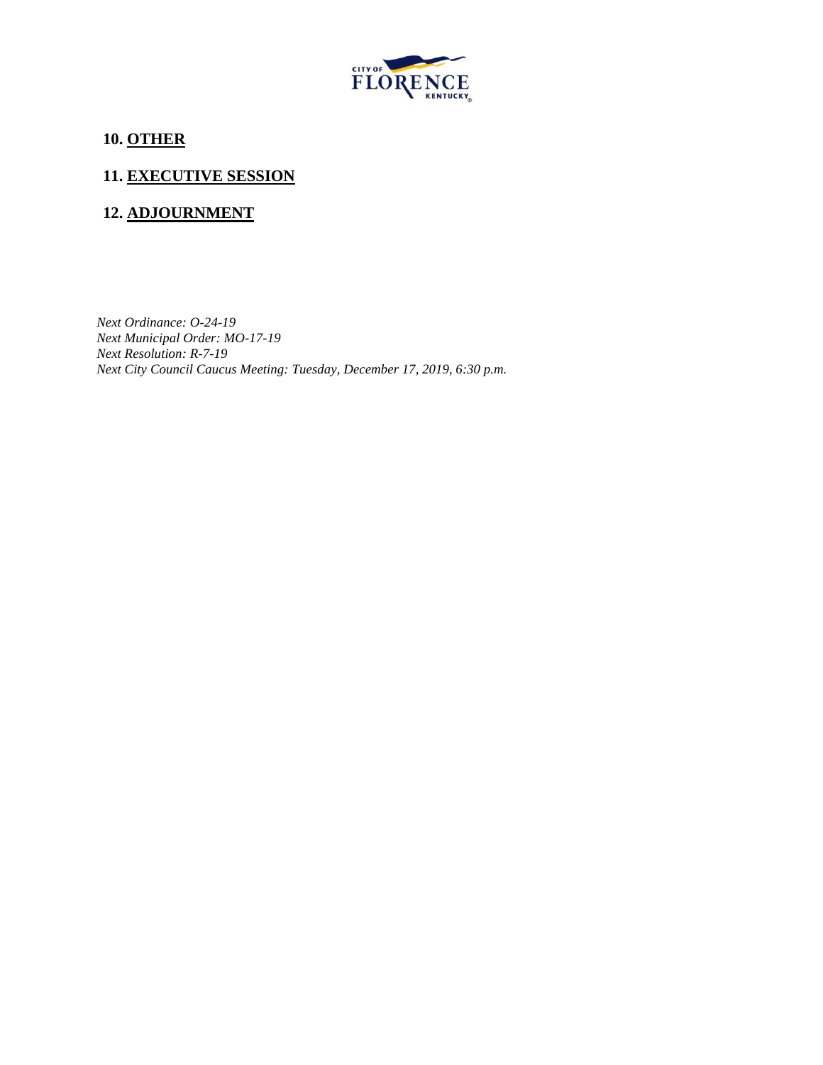**10. OTHER**

**11. EXECUTIVE SESSION**

**12. ADJOURNMENT**

*Next Ordinance: O-24-19*  
*Next Municipal Order: MO-17-19*  
*Next Resolution: R-7-19*  
*Next City Council Caucus Meeting: Tuesday, December 17, 2019, 6:30 p.m.*